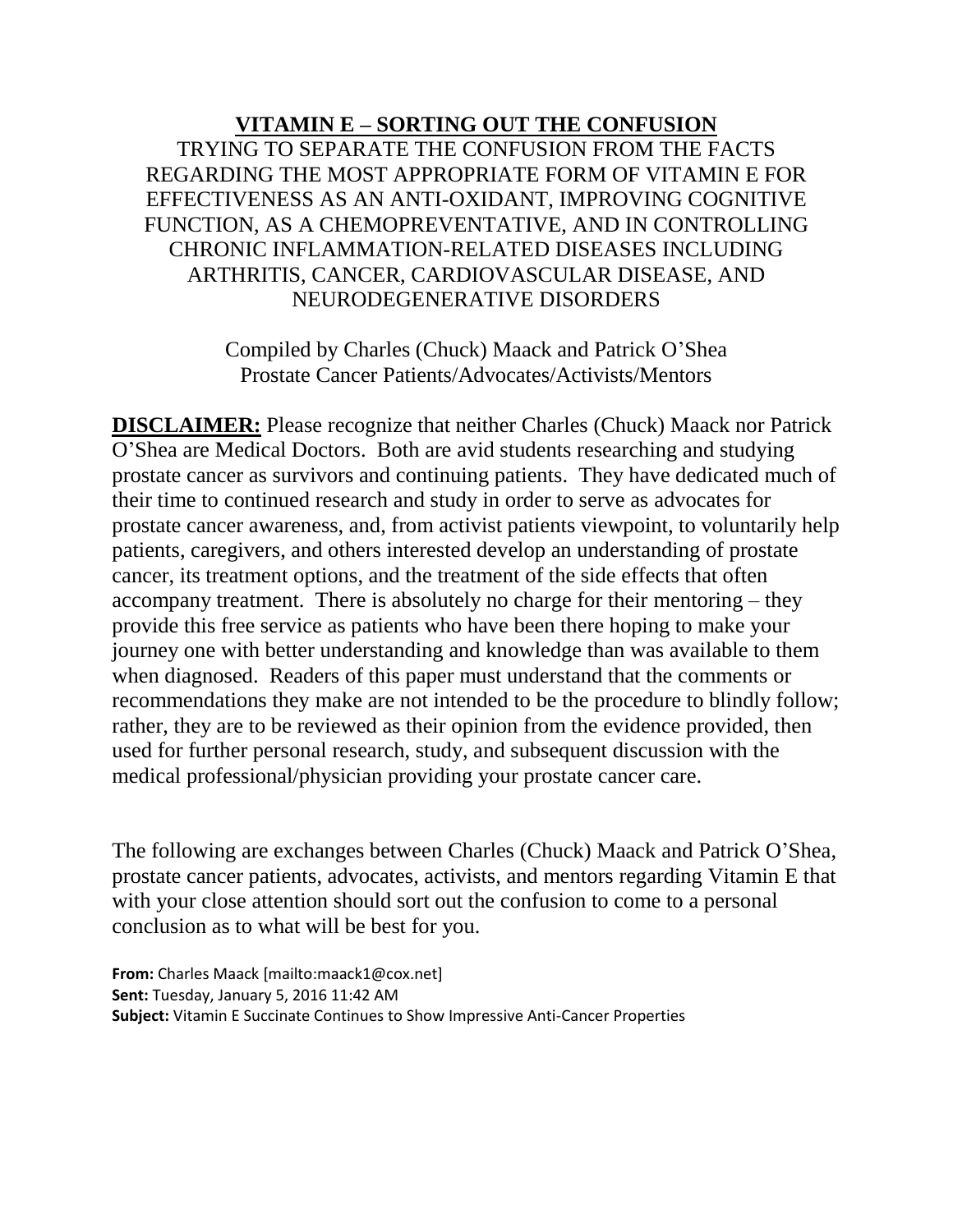# VITAMIN E – SORTING OUT THE CONFUSION

TRYING TO SEPARATE THE CONFUSION FROM THE FACTS REGARDING THE MOST APPROPRIATE FORM OF VITAMIN E FOR EFFECTIVENESS AS AN ANTI-OXIDANT, IMPROVING COGNITIVE FUNCTION, AS A CHEMOPREVENTATIVE, AND IN CONTROLLING CHRONIC INFLAMMATION-RELATED DISEASES INCLUDING ARTHRITIS, CANCER, CARDIOVASCULAR DISEASE, AND NEURODEGENERATIVE DISORDERS

Compiled by Charles (Chuck) Maack and Patrick O'Shea
Prostate Cancer Patients/Advocates/Activists/Mentors

**DISCLAIMER:** Please recognize that neither Charles (Chuck) Maack nor Patrick O'Shea are Medical Doctors. Both are avid students researching and studying prostate cancer as survivors and continuing patients. They have dedicated much of their time to continued research and study in order to serve as advocates for prostate cancer awareness, and, from activist patients viewpoint, to voluntarily help patients, caregivers, and others interested develop an understanding of prostate cancer, its treatment options, and the treatment of the side effects that often accompany treatment. There is absolutely no charge for their mentoring – they provide this free service as patients who have been there hoping to make your journey one with better understanding and knowledge than was available to them when diagnosed. Readers of this paper must understand that the comments or recommendations they make are not intended to be the procedure to blindly follow; rather, they are to be reviewed as their opinion from the evidence provided, then used for further personal research, study, and subsequent discussion with the medical professional/physician providing your prostate cancer care.

The following are exchanges between Charles (Chuck) Maack and Patrick O'Shea, prostate cancer patients, advocates, activists, and mentors regarding Vitamin E that with your close attention should sort out the confusion to come to a personal conclusion as to what will be best for you.

**From:** Charles Maack [mailto:maack1@cox.net]
**Sent:** Tuesday, January 5, 2016 11:42 AM
**Subject:** Vitamin E Succinate Continues to Show Impressive Anti-Cancer Properties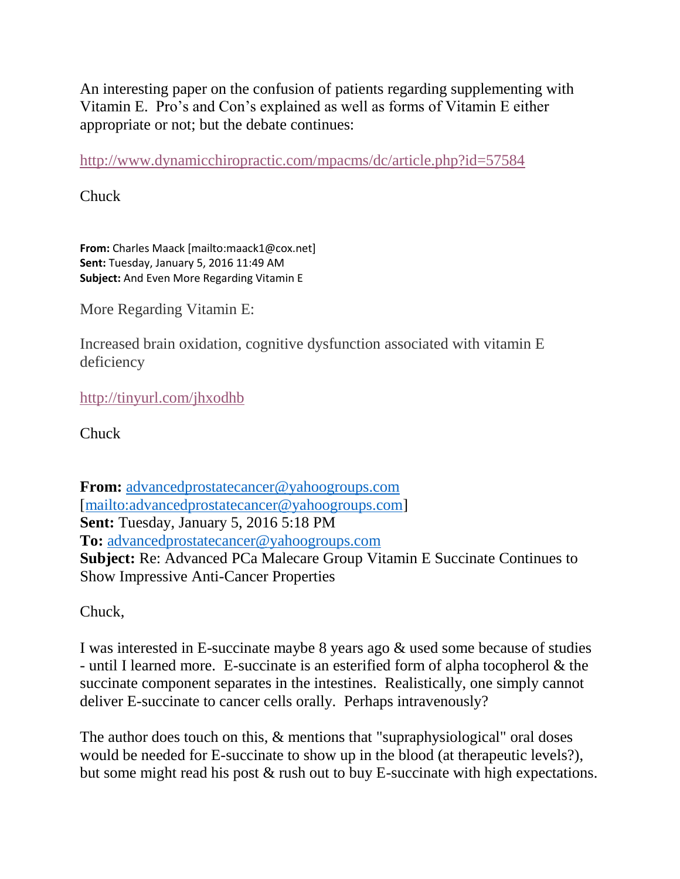An interesting paper on the confusion of patients regarding supplementing with Vitamin E. Pro's and Con's explained as well as forms of Vitamin E either appropriate or not; but the debate continues:

http://www.dynamicchiropractic.com/mpacms/dc/article.php?id=57584

Chuck

**From:** Charles Maack [mailto:maack1@cox.net]
**Sent:** Tuesday, January 5, 2016 11:49 AM
**Subject:** And Even More Regarding Vitamin E

More Regarding Vitamin E:

Increased brain oxidation, cognitive dysfunction associated with vitamin E deficiency

http://tinyurl.com/jhxodhb

Chuck

**From:** advancedprostatecancer@yahoogroups.com [mailto:advancedprostatecancer@yahoogroups.com]
**Sent:** Tuesday, January 5, 2016 5:18 PM
**To:** advancedprostatecancer@yahoogroups.com
**Subject:** Re: Advanced PCa Malecare Group Vitamin E Succinate Continues to Show Impressive Anti-Cancer Properties

Chuck,

I was interested in E-succinate maybe 8 years ago & used some because of studies - until I learned more. E-succinate is an esterified form of alpha tocopherol & the succinate component separates in the intestines. Realistically, one simply cannot deliver E-succinate to cancer cells orally. Perhaps intravenously?

The author does touch on this, & mentions that "supraphysiological" oral doses would be needed for E-succinate to show up in the blood (at therapeutic levels?), but some might read his post & rush out to buy E-succinate with high expectations.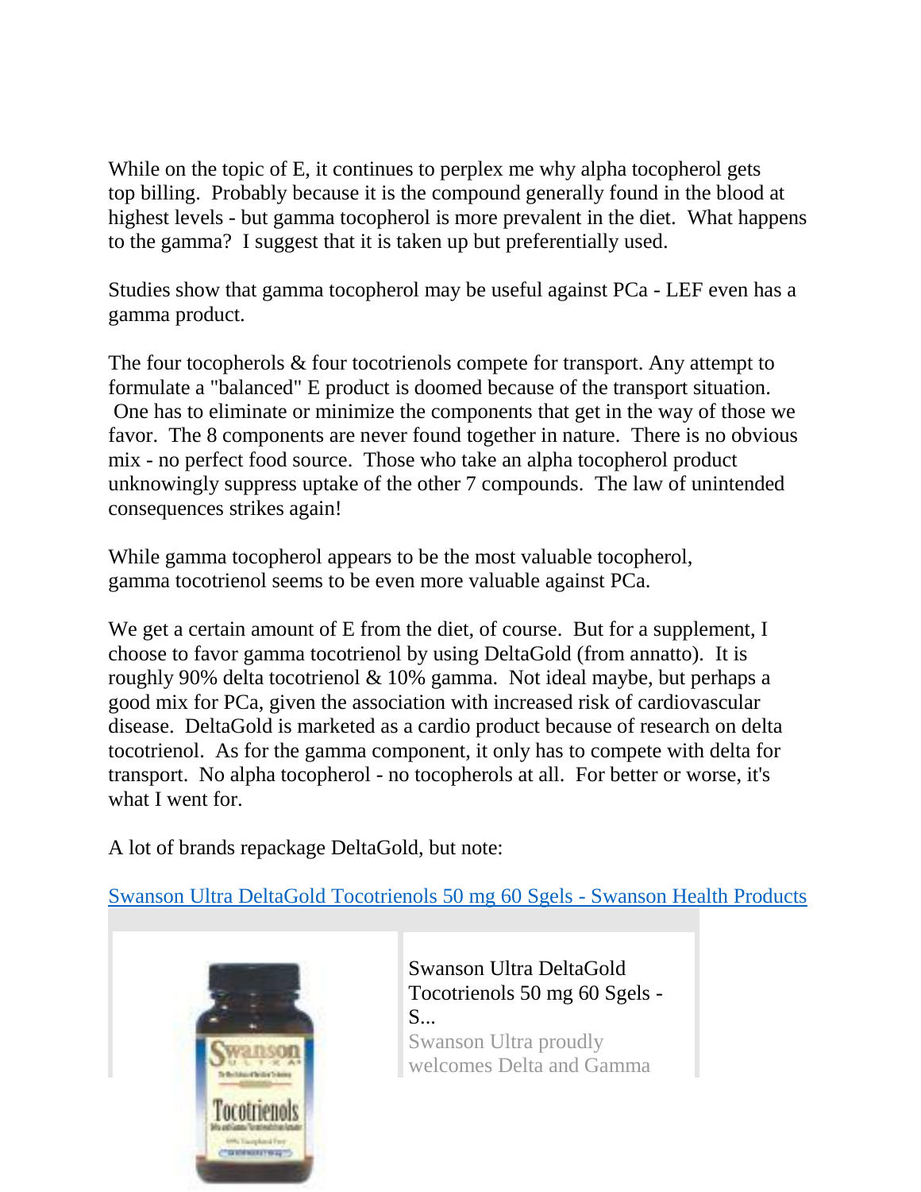While on the topic of E, it continues to perplex me why alpha tocopherol gets top billing. Probably because it is the compound generally found in the blood at highest levels - but gamma tocopherol is more prevalent in the diet. What happens to the gamma? I suggest that it is taken up but preferentially used.

Studies show that gamma tocopherol may be useful against PCa - LEF even has a gamma product.

The four tocopherols & four tocotrienols compete for transport. Any attempt to formulate a "balanced" E product is doomed because of the transport situation. One has to eliminate or minimize the components that get in the way of those we favor. The 8 components are never found together in nature. There is no obvious mix - no perfect food source. Those who take an alpha tocopherol product unknowingly suppress uptake of the other 7 compounds. The law of unintended consequences strikes again!

While gamma tocopherol appears to be the most valuable tocopherol, gamma tocotrienol seems to be even more valuable against PCa.

We get a certain amount of E from the diet, of course. But for a supplement, I choose to favor gamma tocotrienol by using DeltaGold (from annatto). It is roughly 90% delta tocotrienol & 10% gamma. Not ideal maybe, but perhaps a good mix for PCa, given the association with increased risk of cardiovascular disease. DeltaGold is marketed as a cardio product because of research on delta tocotrienol. As for the gamma component, it only has to compete with delta for transport. No alpha tocopherol - no tocopherols at all. For better or worse, it's what I went for.

A lot of brands repackage DeltaGold, but note:

[Swanson Ultra DeltaGold Tocotrienols 50 mg 60 Sgels - Swanson Health Products]

Swanson Ultra DeltaGold Tocotrienols 50 mg 60 Sgels - S...

Swanson Ultra proudly welcomes Delta and Gamma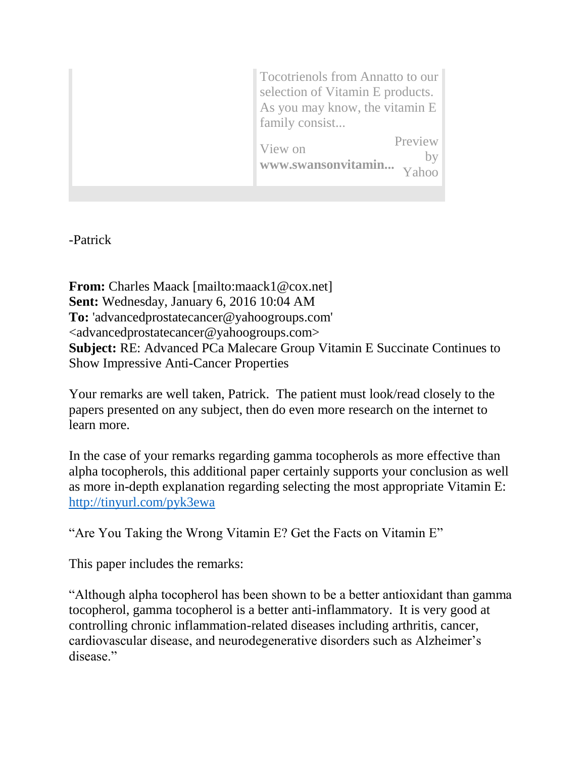Tocotrienols from Annatto to our selection of Vitamin E products. As you may know, the vitamin E family consist...

View on **www.swansonvitamin...** Preview by Yahoo

-Patrick

**From:** Charles Maack [mailto:maack1@cox.net]
**Sent:** Wednesday, January 6, 2016 10:04 AM
**To:** 'advancedprostatecancer@yahoogroups.com' <advancedprostatecancer@yahoogroups.com>
**Subject:** RE: Advanced PCa Malecare Group Vitamin E Succinate Continues to Show Impressive Anti-Cancer Properties

Your remarks are well taken, Patrick. The patient must look/read closely to the papers presented on any subject, then do even more research on the internet to learn more.

In the case of your remarks regarding gamma tocopherols as more effective than alpha tocopherols, this additional paper certainly supports your conclusion as well as more in-depth explanation regarding selecting the most appropriate Vitamin E: http://tinyurl.com/pyk3ewa

"Are You Taking the Wrong Vitamin E? Get the Facts on Vitamin E"

This paper includes the remarks:

"Although alpha tocopherol has been shown to be a better antioxidant than gamma tocopherol, gamma tocopherol is a better anti-inflammatory. It is very good at controlling chronic inflammation-related diseases including arthritis, cancer, cardiovascular disease, and neurodegenerative disorders such as Alzheimer's disease."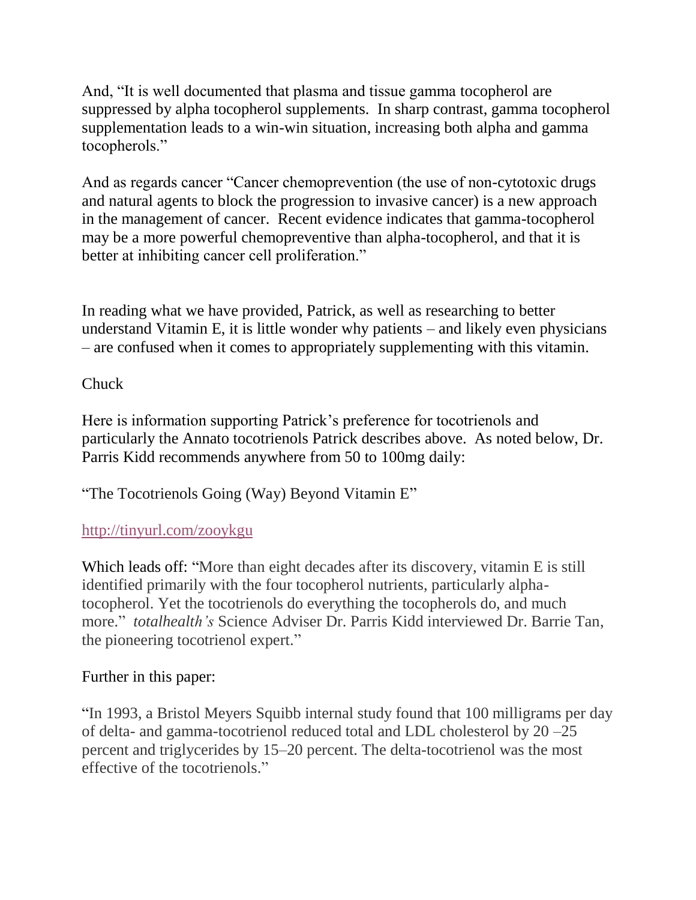And, "It is well documented that plasma and tissue gamma tocopherol are suppressed by alpha tocopherol supplements. In sharp contrast, gamma tocopherol supplementation leads to a win-win situation, increasing both alpha and gamma tocopherols."

And as regards cancer "Cancer chemoprevention (the use of non-cytotoxic drugs and natural agents to block the progression to invasive cancer) is a new approach in the management of cancer. Recent evidence indicates that gamma-tocopherol may be a more powerful chemopreventive than alpha-tocopherol, and that it is better at inhibiting cancer cell proliferation."

In reading what we have provided, Patrick, as well as researching to better understand Vitamin E, it is little wonder why patients – and likely even physicians – are confused when it comes to appropriately supplementing with this vitamin.

Chuck

Here is information supporting Patrick's preference for tocotrienols and particularly the Annato tocotrienols Patrick describes above. As noted below, Dr. Parris Kidd recommends anywhere from 50 to 100mg daily:

"The Tocotrienols Going (Way) Beyond Vitamin E"

http://tinyurl.com/zooykgu

Which leads off: "More than eight decades after its discovery, vitamin E is still identified primarily with the four tocopherol nutrients, particularly alpha-tocopherol. Yet the tocotrienols do everything the tocopherols do, and much more." *totalhealth's* Science Adviser Dr. Parris Kidd interviewed Dr. Barrie Tan, the pioneering tocotrienol expert."

Further in this paper:

"In 1993, a Bristol Meyers Squibb internal study found that 100 milligrams per day of delta- and gamma-tocotrienol reduced total and LDL cholesterol by 20 –25 percent and triglycerides by 15–20 percent. The delta-tocotrienol was the most effective of the tocotrienols."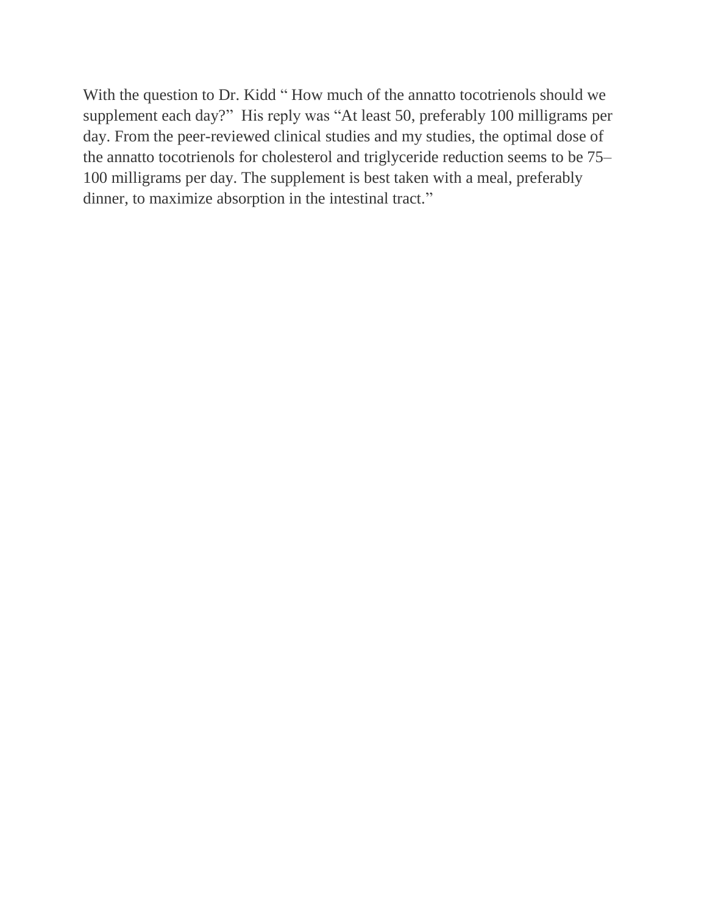With the question to Dr. Kidd " How much of the annatto tocotrienols should we supplement each day?" His reply was "At least 50, preferably 100 milligrams per day. From the peer-reviewed clinical studies and my studies, the optimal dose of the annatto tocotrienols for cholesterol and triglyceride reduction seems to be 75–100 milligrams per day. The supplement is best taken with a meal, preferably dinner, to maximize absorption in the intestinal tract."